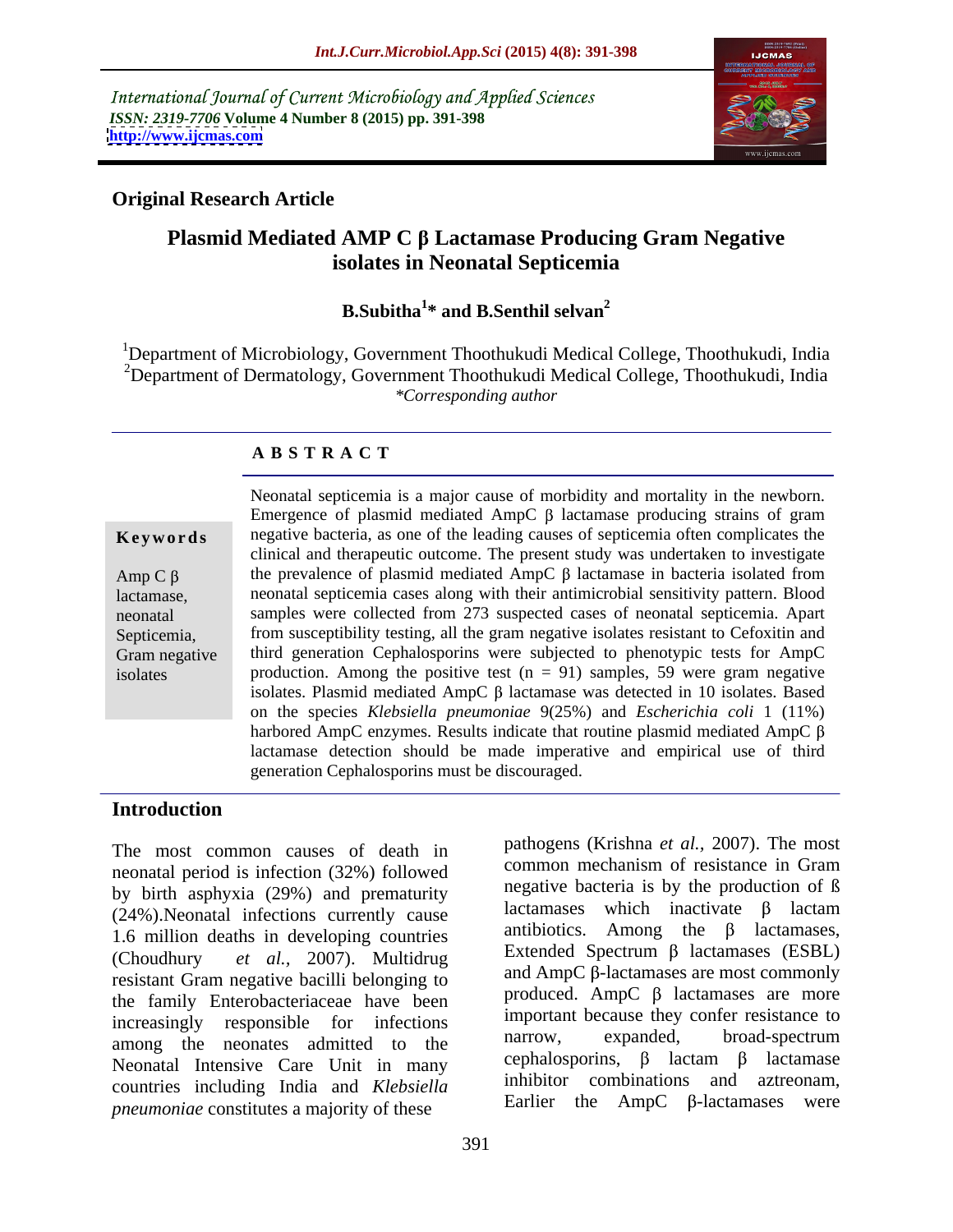International Journal of Current Microbiology and Applied Sciences
*ISSN: 2319-7706* **Volume 4 Number 8 (2015) pp. 391-398**
**http://www.ijcmas.com**

**Original Research Article**

# Plasmid Mediated AMP C β Lactamase Producing Gram Negative isolates in Neonatal Septicemia

**B.Subitha[1]* and B.Senthil selvan[2]**

[1]Department of Microbiology, Government Thoothukudi Medical College, Thoothukudi, India
[2]Department of Dermatology, Government Thoothukudi Medical College, Thoothukudi, India
*\*Corresponding author*

## ABSTRACT

**Keywords**

Amp C β lactamase, neonatal Septicemia, Gram negative isolates

Neonatal septicemia is a major cause of morbidity and mortality in the newborn. Emergence of plasmid mediated AmpC β lactamase producing strains of gram negative bacteria, as one of the leading causes of septicemia often complicates the clinical and therapeutic outcome. The present study was undertaken to investigate the prevalence of plasmid mediated AmpC β lactamase in bacteria isolated from neonatal septicemia cases along with their antimicrobial sensitivity pattern. Blood samples were collected from 273 suspected cases of neonatal septicemia. Apart from susceptibility testing, all the gram negative isolates resistant to Cefoxitin and third generation Cephalosporins were subjected to phenotypic tests for AmpC production. Among the positive test (n = 91) samples, 59 were gram negative isolates. Plasmid mediated AmpC β lactamase was detected in 10 isolates. Based on the species *Klebsiella pneumoniae* 9(25%) and *Escherichia coli* 1 (11%) harbored AmpC enzymes. Results indicate that routine plasmid mediated AmpC β lactamase detection should be made imperative and empirical use of third generation Cephalosporins must be discouraged.

## Introduction

The most common causes of death in neonatal period is infection (32%) followed by birth asphyxia (29%) and prematurity (24%).Neonatal infections currently cause 1.6 million deaths in developing countries (Choudhury *et al.,* 2007). Multidrug resistant Gram negative bacilli belonging to the family Enterobacteriaceae have been increasingly responsible for infections among the neonates admitted to the Neonatal Intensive Care Unit in many countries including India and *Klebsiella pneumoniae* constitutes a majority of these pathogens (Krishna *et al.,* 2007). The most common mechanism of resistance in Gram negative bacteria is by the production of ß lactamases which inactivate β lactam antibiotics. Among the β lactamases, Extended Spectrum β lactamases (ESBL) and AmpC β-lactamases are most commonly produced. AmpC β lactamases are more important because they confer resistance to narrow, expanded, broad-spectrum cephalosporins, β lactam β lactamase inhibitor combinations and aztreonam, Earlier the AmpC β-lactamases were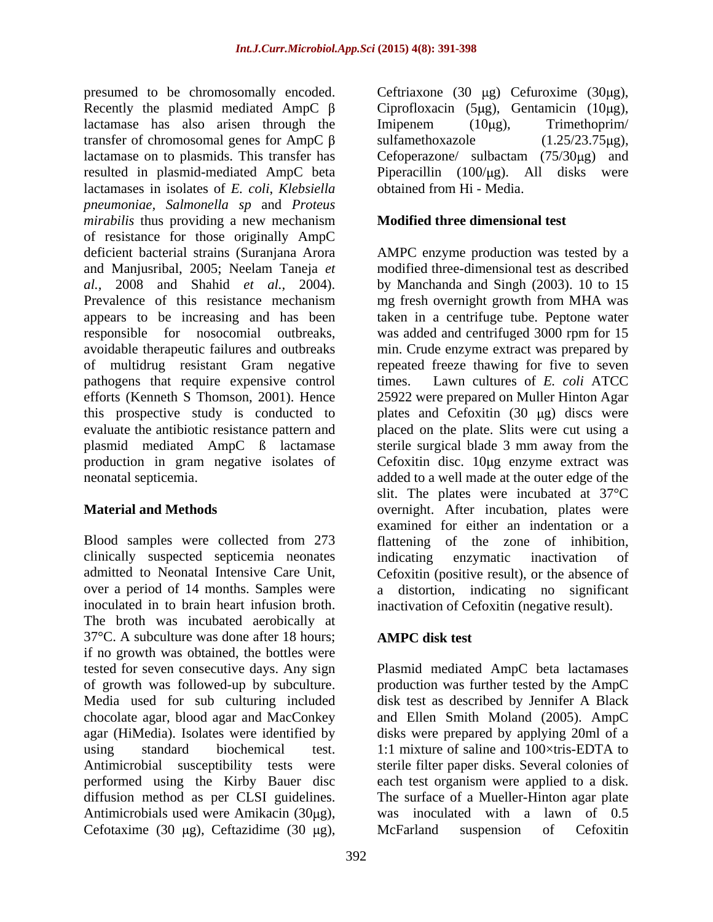presumed to be chromosomally encoded. Recently the plasmid mediated AmpC β lactamase has also arisen through the transfer of chromosomal genes for AmpC β lactamase on to plasmids. This transfer has resulted in plasmid-mediated AmpC beta lactamases in isolates of *E. coli*, *Klebsiella pneumoniae*, *Salmonella sp* and *Proteus mirabilis* thus providing a new mechanism of resistance for those originally AmpC deficient bacterial strains (Suranjana Arora and Manjusribal, 2005; Neelam Taneja *et al.,* 2008 and Shahid *et al.,* 2004). Prevalence of this resistance mechanism appears to be increasing and has been responsible for nosocomial outbreaks, avoidable therapeutic failures and outbreaks of multidrug resistant Gram negative pathogens that require expensive control efforts (Kenneth S Thomson, 2001). Hence this prospective study is conducted to evaluate the antibiotic resistance pattern and plasmid mediated AmpC ß lactamase production in gram negative isolates of neonatal septicemia.

## Material and Methods

Blood samples were collected from 273 clinically suspected septicemia neonates admitted to Neonatal Intensive Care Unit, over a period of 14 months. Samples were inoculated in to brain heart infusion broth. The broth was incubated aerobically at 37°C. A subculture was done after 18 hours; if no growth was obtained, the bottles were tested for seven consecutive days. Any sign of growth was followed-up by subculture. Media used for sub culturing included chocolate agar, blood agar and MacConkey agar (HiMedia). Isolates were identified by using standard biochemical test. Antimicrobial susceptibility tests were performed using the Kirby Bauer disc diffusion method as per CLSI guidelines. Antimicrobials used were Amikacin (30μg), Cefotaxime (30 μg), Ceftazidime (30 μg), Ceftriaxone (30 μg) Cefuroxime (30μg), Ciprofloxacin (5μg), Gentamicin (10μg), Imipenem (10μg), Trimethoprim/ sulfamethoxazole (1.25/23.75μg), Cefoperazone/ sulbactam (75/30μg) and Piperacillin (100/μg). All disks were obtained from Hi - Media.

## Modified three dimensional test

AMPC enzyme production was tested by a modified three-dimensional test as described by Manchanda and Singh (2003). 10 to 15 mg fresh overnight growth from MHA was taken in a centrifuge tube. Peptone water was added and centrifuged 3000 rpm for 15 min. Crude enzyme extract was prepared by repeated freeze thawing for five to seven times. Lawn cultures of *E. coli* ATCC 25922 were prepared on Muller Hinton Agar plates and Cefoxitin (30 μg) discs were placed on the plate. Slits were cut using a sterile surgical blade 3 mm away from the Cefoxitin disc. 10μg enzyme extract was added to a well made at the outer edge of the slit. The plates were incubated at 37°C overnight. After incubation, plates were examined for either an indentation or a flattening of the zone of inhibition, indicating enzymatic inactivation of Cefoxitin (positive result), or the absence of a distortion, indicating no significant inactivation of Cefoxitin (negative result).

## AMPC disk test

Plasmid mediated AmpC beta lactamases production was further tested by the AmpC disk test as described by Jennifer A Black and Ellen Smith Moland (2005). AmpC disks were prepared by applying 20ml of a 1:1 mixture of saline and 100×tris-EDTA to sterile filter paper disks. Several colonies of each test organism were applied to a disk. The surface of a Mueller-Hinton agar plate was inoculated with a lawn of 0.5 McFarland suspension of Cefoxitin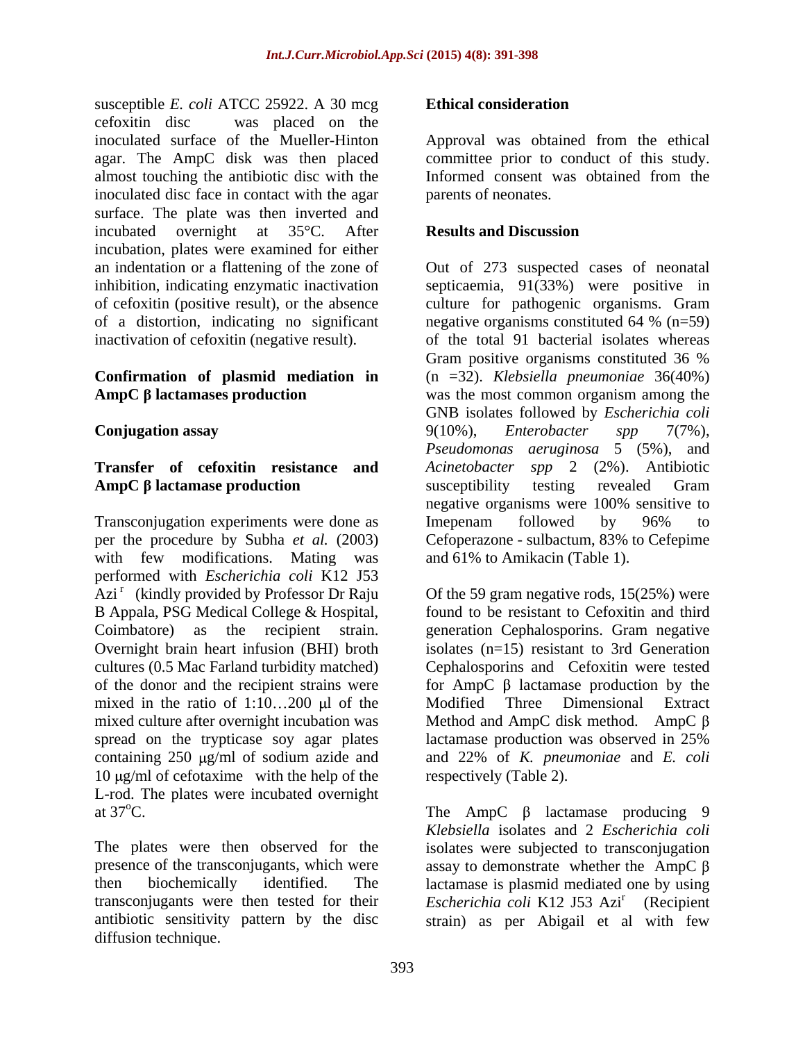susceptible *E. coli* ATCC 25922. A 30 mcg cefoxitin disc was placed on the inoculated surface of the Mueller-Hinton agar. The AmpC disk was then placed almost touching the antibiotic disc with the inoculated disc face in contact with the agar surface. The plate was then inverted and incubated overnight at 35°C. After incubation, plates were examined for either an indentation or a flattening of the zone of inhibition, indicating enzymatic inactivation of cefoxitin (positive result), or the absence of a distortion, indicating no significant inactivation of cefoxitin (negative result).

**Confirmation of plasmid mediation in AmpC β lactamases production**

**Conjugation assay**

**Transfer of cefoxitin resistance and AmpC β lactamase production**

Transconjugation experiments were done as per the procedure by Subha *et al.* (2003) with few modifications. Mating was performed with *Escherichia coli* K12 J53 Azi$^r$ (kindly provided by Professor Dr Raju B Appala, PSG Medical College & Hospital, Coimbatore) as the recipient strain. Overnight brain heart infusion (BHI) broth cultures (0.5 Mac Farland turbidity matched) of the donor and the recipient strains were mixed in the ratio of 1:10…200 μl of the mixed culture after overnight incubation was spread on the trypticase soy agar plates containing 250 μg/ml of sodium azide and 10 μg/ml of cefotaxime with the help of the L-rod. The plates were incubated overnight at 37°C.

The plates were then observed for the presence of the transconjugants, which were then biochemically identified. The transconjugants were then tested for their antibiotic sensitivity pattern by the disc diffusion technique.

**Ethical consideration**

Approval was obtained from the ethical committee prior to conduct of this study. Informed consent was obtained from the parents of neonates.

**Results and Discussion**

Out of 273 suspected cases of neonatal septicaemia, 91(33%) were positive in culture for pathogenic organisms. Gram negative organisms constituted 64 % (n=59) of the total 91 bacterial isolates whereas Gram positive organisms constituted 36 % (n =32). *Klebsiella pneumoniae* 36(40%) was the most common organism among the GNB isolates followed by *Escherichia coli* 9(10%), *Enterobacter spp* 7(7%), *Pseudomonas aeruginosa* 5 (5%), and *Acinetobacter spp* 2 (2%). Antibiotic susceptibility testing revealed Gram negative organisms were 100% sensitive to Imepenam followed by 96% to Cefoperazone - sulbactum, 83% to Cefepime and 61% to Amikacin (Table 1).

Of the 59 gram negative rods, 15(25%) were found to be resistant to Cefoxitin and third generation Cephalosporins. Gram negative isolates (n=15) resistant to 3rd Generation Cephalosporins and Cefoxitin were tested for AmpC β lactamase production by the Modified Three Dimensional Extract Method and AmpC disk method. AmpC β lactamase production was observed in 25% and 22% of *K. pneumoniae* and *E. coli* respectively (Table 2).

The AmpC β lactamase producing 9 *Klebsiella* isolates and 2 *Escherichia coli* isolates were subjected to transconjugation assay to demonstrate whether the AmpC β lactamase is plasmid mediated one by using *Escherichia coli* K12 J53 Azi$^r$ (Recipient strain) as per Abigail et al with few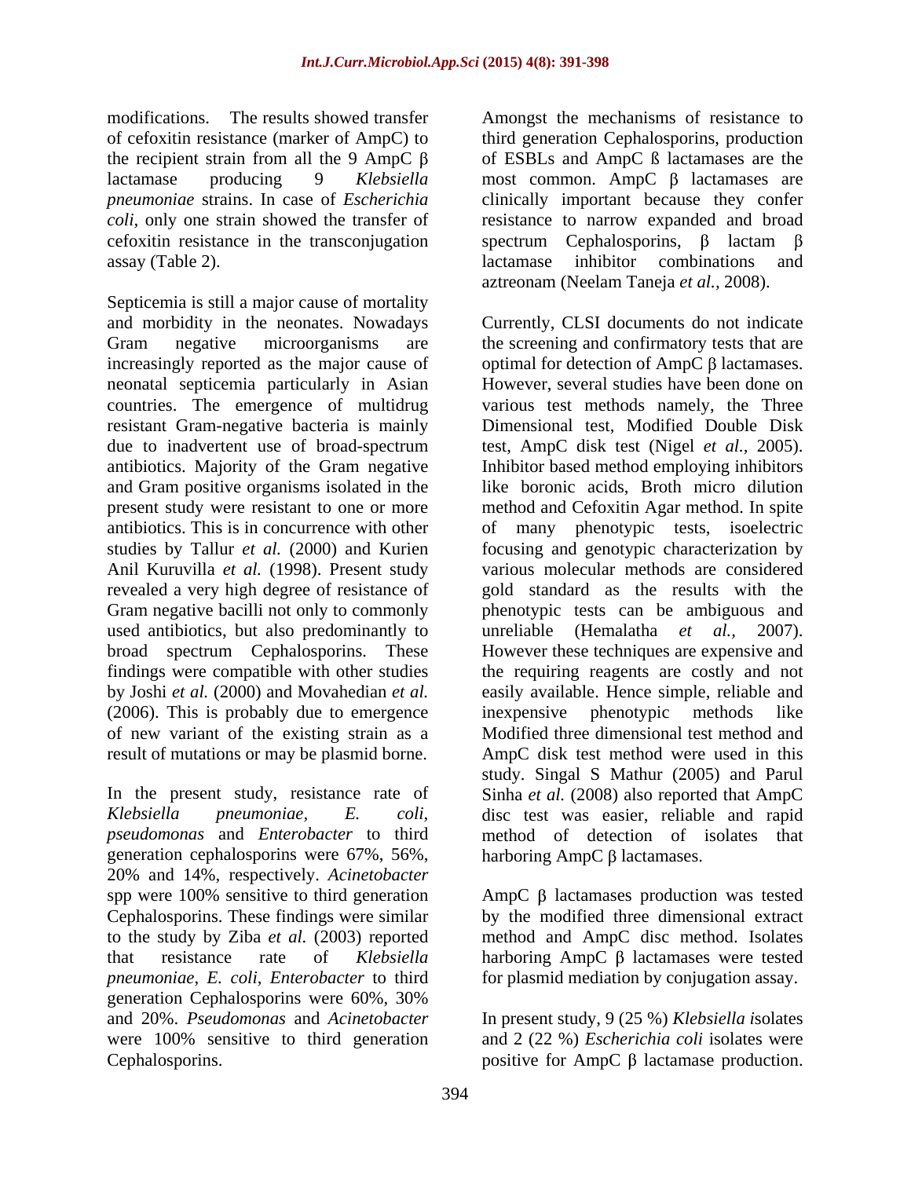modifications. The results showed transfer of cefoxitin resistance (marker of AmpC) to the recipient strain from all the 9 AmpC β lactamase producing 9 *Klebsiella pneumoniae* strains. In case of *Escherichia coli*, only one strain showed the transfer of cefoxitin resistance in the transconjugation assay (Table 2).

Septicemia is still a major cause of mortality and morbidity in the neonates. Nowadays Gram negative microorganisms are increasingly reported as the major cause of neonatal septicemia particularly in Asian countries. The emergence of multidrug resistant Gram-negative bacteria is mainly due to inadvertent use of broad-spectrum antibiotics. Majority of the Gram negative and Gram positive organisms isolated in the present study were resistant to one or more antibiotics. This is in concurrence with other studies by Tallur *et al.* (2000) and Kurien Anil Kuruvilla *et al.* (1998). Present study revealed a very high degree of resistance of Gram negative bacilli not only to commonly used antibiotics, but also predominantly to broad spectrum Cephalosporins. These findings were compatible with other studies by Joshi *et al.* (2000) and Movahedian *et al.* (2006). This is probably due to emergence of new variant of the existing strain as a result of mutations or may be plasmid borne.

In the present study, resistance rate of *Klebsiella pneumoniae, E. coli*, *pseudomonas* and *Enterobacter* to third generation cephalosporins were 67%, 56%, 20% and 14%, respectively. *Acinetobacter* spp were 100% sensitive to third generation Cephalosporins. These findings were similar to the study by Ziba *et al.* (2003) reported that resistance rate of *Klebsiella pneumoniae*, *E. coli*, *Enterobacter* to third generation Cephalosporins were 60%, 30% and 20%. *Pseudomonas* and *Acinetobacter* were 100% sensitive to third generation Cephalosporins.

Amongst the mechanisms of resistance to third generation Cephalosporins, production of ESBLs and AmpC ß lactamases are the most common. AmpC β lactamases are clinically important because they confer resistance to narrow expanded and broad spectrum Cephalosporins, β lactam β lactamase inhibitor combinations and aztreonam (Neelam Taneja *et al.*, 2008).

Currently, CLSI documents do not indicate the screening and confirmatory tests that are optimal for detection of AmpC β lactamases. However, several studies have been done on various test methods namely, the Three Dimensional test, Modified Double Disk test, AmpC disk test (Nigel *et al.*, 2005). Inhibitor based method employing inhibitors like boronic acids, Broth micro dilution method and Cefoxitin Agar method. In spite of many phenotypic tests, isoelectric focusing and genotypic characterization by various molecular methods are considered gold standard as the results with the phenotypic tests can be ambiguous and unreliable (Hemalatha *et al.*, 2007). However these techniques are expensive and the requiring reagents are costly and not easily available. Hence simple, reliable and inexpensive phenotypic methods like Modified three dimensional test method and AmpC disk test method were used in this study. Singal S Mathur (2005) and Parul Sinha *et al.* (2008) also reported that AmpC disc test was easier, reliable and rapid method of detection of isolates that harboring AmpC β lactamases.

AmpC β lactamases production was tested by the modified three dimensional extract method and AmpC disc method. Isolates harboring AmpC β lactamases were tested for plasmid mediation by conjugation assay.

In present study, 9 (25 %) *Klebsiella i*solates and 2 (22 %) *Escherichia coli* isolates were positive for AmpC β lactamase production.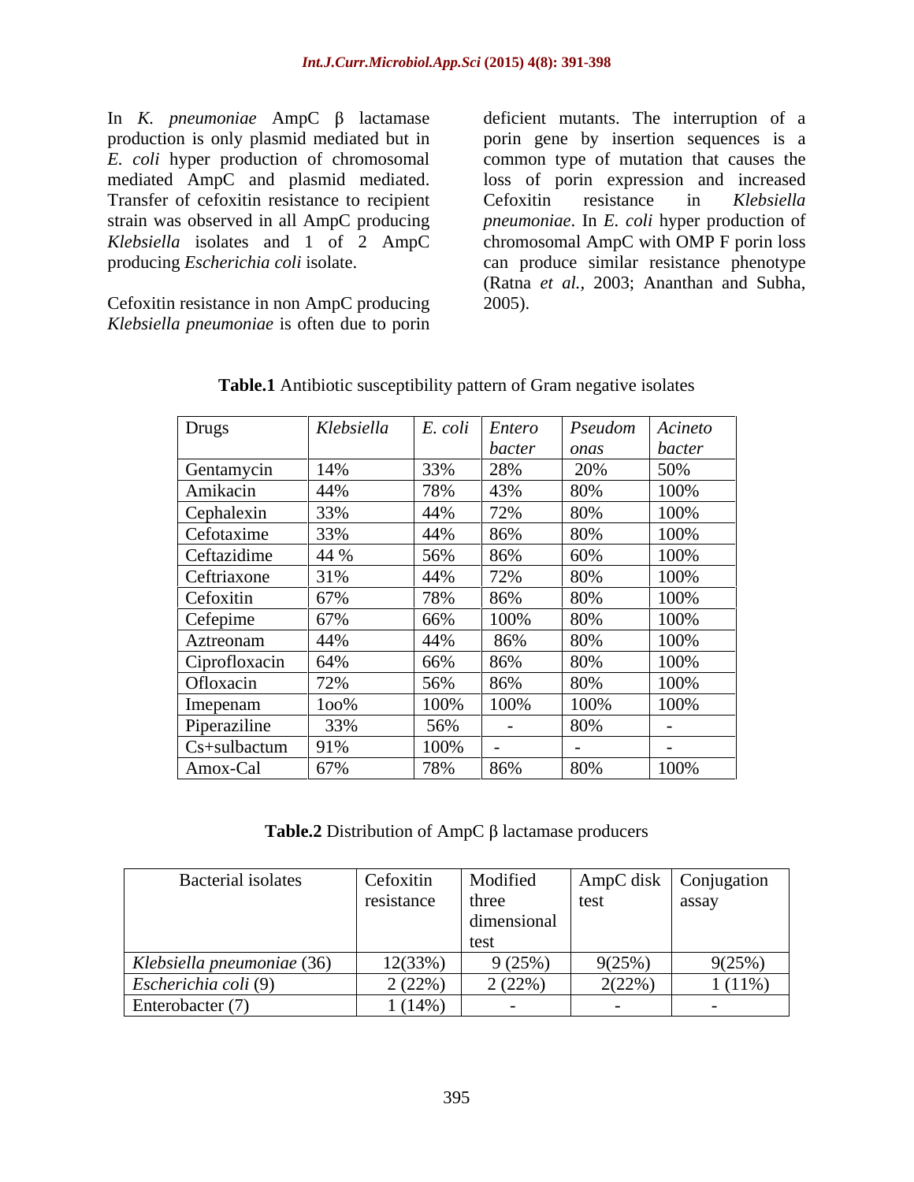In *K. pneumoniae* AmpC β lactamase production is only plasmid mediated but in *E. coli* hyper production of chromosomal mediated AmpC and plasmid mediated. Transfer of cefoxitin resistance to recipient strain was observed in all AmpC producing *Klebsiella* isolates and 1 of 2 AmpC producing *Escherichia coli* isolate.

Cefoxitin resistance in non AmpC producing *Klebsiella pneumoniae* is often due to porin deficient mutants. The interruption of a porin gene by insertion sequences is a common type of mutation that causes the loss of porin expression and increased Cefoxitin resistance in *Klebsiella pneumoniae*. In *E. coli* hyper production of chromosomal AmpC with OMP F porin loss can produce similar resistance phenotype (Ratna *et al.*, 2003; Ananthan and Subha, 2005).

**Table.1** Antibiotic susceptibility pattern of Gram negative isolates

| Drugs | *Klebsiella* | *E. coli* | *Entero bacter* | *Pseudom onas* | *Acineto bacter* |
|---|---|---|---|---|---|
| Gentamycin | 14% | 33% | 28% | 20% | 50% |
| Amikacin | 44% | 78% | 43% | 80% | 100% |
| Cephalexin | 33% | 44% | 72% | 80% | 100% |
| Cefotaxime | 33% | 44% | 86% | 80% | 100% |
| Ceftazidime | 44 % | 56% | 86% | 60% | 100% |
| Ceftriaxone | 31% | 44% | 72% | 80% | 100% |
| Cefoxitin | 67% | 78% | 86% | 80% | 100% |
| Cefepime | 67% | 66% | 100% | 80% | 100% |
| Aztreonam | 44% | 44% | 86% | 80% | 100% |
| Ciprofloxacin | 64% | 66% | 86% | 80% | 100% |
| Ofloxacin | 72% | 56% | 86% | 80% | 100% |
| Imepenam | 1oo% | 100% | 100% | 100% | 100% |
| Piperaziline | 33% | 56% | - | 80% | - |
| Cs+sulbactum | 91% | 100% | - | - | - |
| Amox-Cal | 67% | 78% | 86% | 80% | 100% |

**Table.2** Distribution of AmpC β lactamase producers

| Bacterial isolates | Cefoxitin resistance | Modified three dimensional test | AmpC disk test | Conjugation assay |
|---|---|---|---|---|
| *Klebsiella pneumoniae* (36) | 12(33%) | 9 (25%) | 9(25%) | 9(25%) |
| *Escherichia coli* (9) | 2 (22%) | 2 (22%) | 2(22%) | 1 (11%) |
| Enterobacter (7) | 1 (14%) | - | - | - |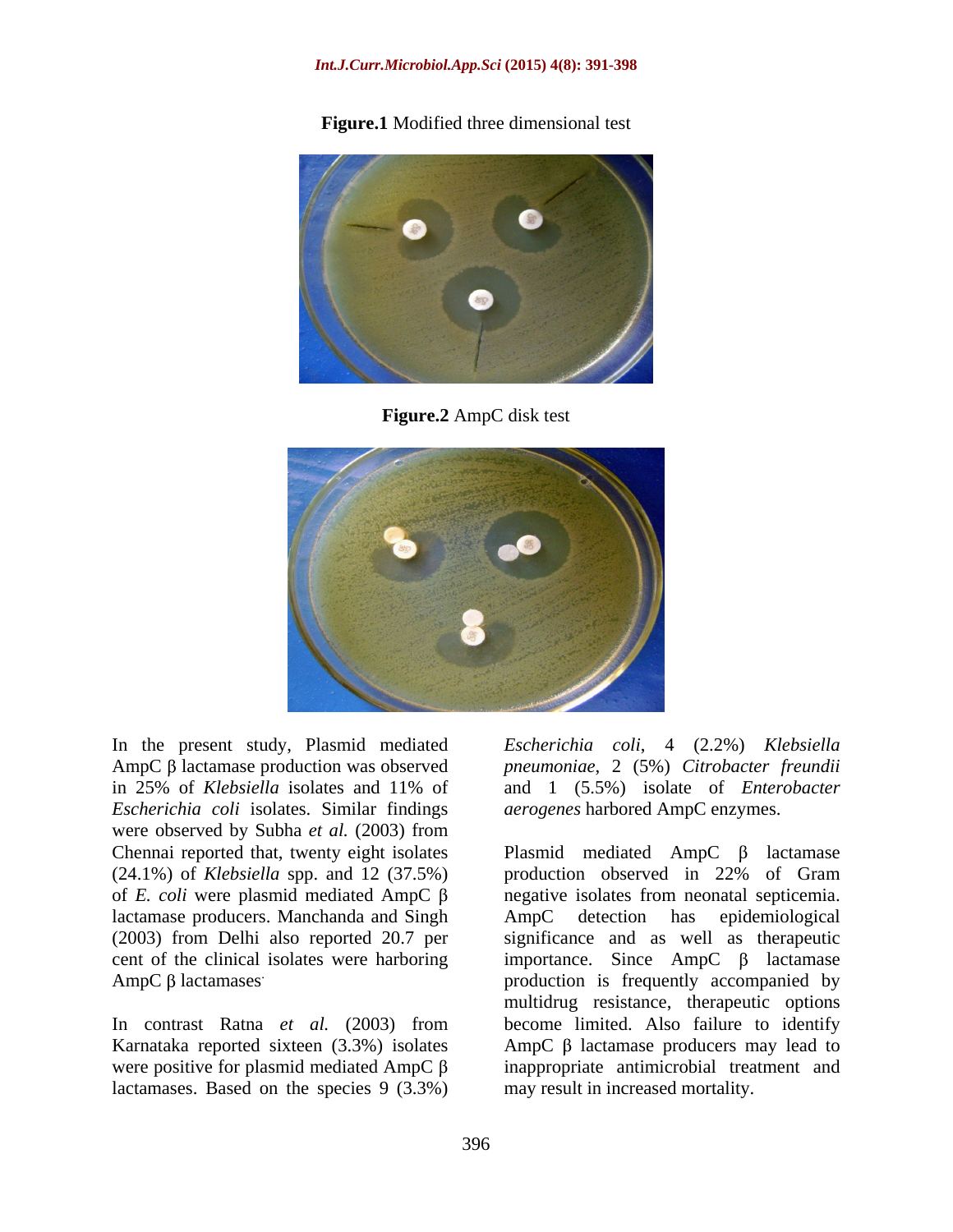**Figure.1** Modified three dimensional test

**Figure.2** AmpC disk test

In the present study, Plasmid mediated AmpC β lactamase production was observed in 25% of *Klebsiella* isolates and 11% of *Escherichia coli* isolates. Similar findings were observed by Subha *et al.* (2003) from Chennai reported that, twenty eight isolates (24.1%) of *Klebsiella* spp. and 12 (37.5%) of *E. coli* were plasmid mediated AmpC β lactamase producers. Manchanda and Singh (2003) from Delhi also reported 20.7 per cent of the clinical isolates were harboring AmpC β lactamases.

In contrast Ratna *et al.* (2003) from Karnataka reported sixteen (3.3%) isolates were positive for plasmid mediated AmpC β lactamases. Based on the species 9 (3.3%) *Escherichia coli*, 4 (2.2%) *Klebsiella pneumoniae*, 2 (5%) *Citrobacter freundii* and 1 (5.5%) isolate of *Enterobacter aerogenes* harbored AmpC enzymes.

Plasmid mediated AmpC β lactamase production observed in 22% of Gram negative isolates from neonatal septicemia. AmpC detection has epidemiological significance and as well as therapeutic importance. Since AmpC β lactamase production is frequently accompanied by multidrug resistance, therapeutic options become limited. Also failure to identify AmpC β lactamase producers may lead to inappropriate antimicrobial treatment and may result in increased mortality.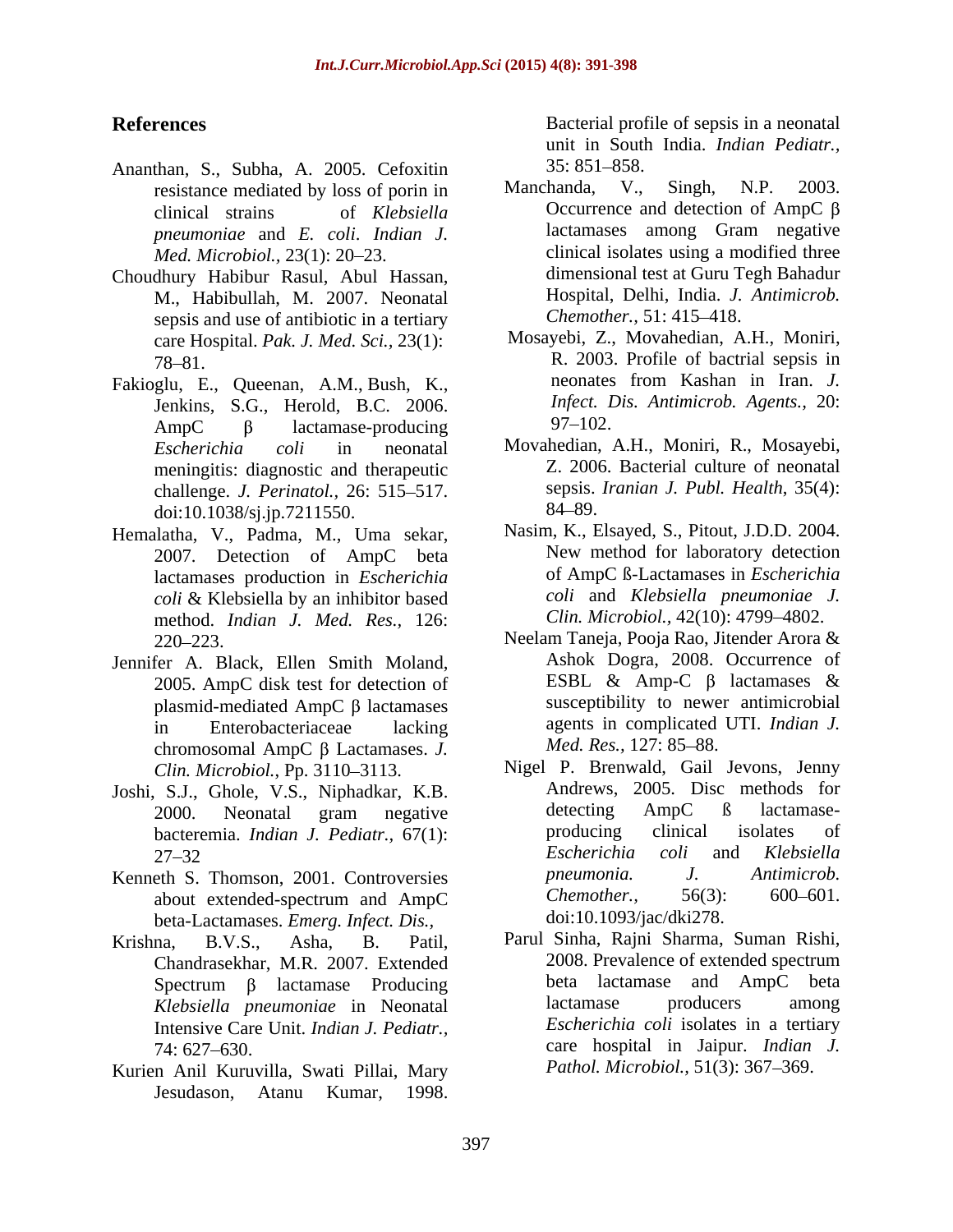## References

Ananthan, S., Subha, A. 2005. Cefoxitin resistance mediated by loss of porin in clinical strains of *Klebsiella pneumoniae* and *E. coli*. *Indian J. Med. Microbiol.,* 23(1): 20–23.

Choudhury Habibur Rasul, Abul Hassan, M., Habibullah, M. 2007. Neonatal sepsis and use of antibiotic in a tertiary care Hospital. *Pak. J. Med. Sci.,* 23(1): 78–81.

Fakioglu, E., Queenan, A.M., Bush, K., Jenkins, S.G., Herold, B.C. 2006. AmpC β lactamase-producing *Escherichia coli* in neonatal meningitis: diagnostic and therapeutic challenge. *J. Perinatol.,* 26: 515–517. doi:10.1038/sj.jp.7211550.

Hemalatha, V., Padma, M., Uma sekar, 2007. Detection of AmpC beta lactamases production in *Escherichia coli* & Klebsiella by an inhibitor based method. *Indian J. Med. Res.,* 126: 220–223.

Jennifer A. Black, Ellen Smith Moland, 2005. AmpC disk test for detection of plasmid-mediated AmpC β lactamases in Enterobacteriaceae lacking chromosomal AmpC β Lactamases. *J. Clin. Microbiol.*, Pp. 3110–3113.

Joshi, S.J., Ghole, V.S., Niphadkar, K.B. 2000. Neonatal gram negative bacteremia. *Indian J. Pediatr.,* 67(1): 27–32

Kenneth S. Thomson, 2001. Controversies about extended-spectrum and AmpC beta-Lactamases. *Emerg. Infect. Dis.,*

Krishna, B.V.S., Asha, B. Patil, Chandrasekhar, M.R. 2007. Extended Spectrum β lactamase Producing *Klebsiella pneumoniae* in Neonatal Intensive Care Unit. *Indian J. Pediatr.,* 74: 627–630.

Kurien Anil Kuruvilla, Swati Pillai, Mary Jesudason, Atanu Kumar, 1998. Bacterial profile of sepsis in a neonatal unit in South India. *Indian Pediatr.,* 35: 851–858.

Manchanda, V., Singh, N.P. 2003. Occurrence and detection of AmpC β lactamases among Gram negative clinical isolates using a modified three dimensional test at Guru Tegh Bahadur Hospital, Delhi, India. *J. Antimicrob. Chemother.,* 51: 415–418.

Mosayebi, Z., Movahedian, A.H., Moniri, R. 2003. Profile of bactrial sepsis in neonates from Kashan in Iran. *J. Infect. Dis. Antimicrob. Agents.,* 20: 97–102.

Movahedian, A.H., Moniri, R., Mosayebi, Z. 2006. Bacterial culture of neonatal sepsis. *Iranian J. Publ. Health*, 35(4): 84–89.

Nasim, K., Elsayed, S., Pitout, J.D.D. 2004. New method for laboratory detection of AmpC ß-Lactamases in *Escherichia coli* and *Klebsiella pneumoniae J. Clin. Microbiol.,* 42(10): 4799–4802.

Neelam Taneja, Pooja Rao, Jitender Arora & Ashok Dogra, 2008. Occurrence of ESBL & Amp-C β lactamases & susceptibility to newer antimicrobial agents in complicated UTI. *Indian J. Med. Res.,* 127: 85–88.

Nigel P. Brenwald, Gail Jevons, Jenny Andrews, 2005. Disc methods for detecting AmpC ß lactamase-producing clinical isolates of *Escherichia coli* and *Klebsiella pneumonia. J. Antimicrob. Chemother.,* 56(3): 600–601. doi:10.1093/jac/dki278.

Parul Sinha, Rajni Sharma, Suman Rishi, 2008. Prevalence of extended spectrum beta lactamase and AmpC beta lactamase producers among *Escherichia coli* isolates in a tertiary care hospital in Jaipur. *Indian J. Pathol. Microbiol.,* 51(3): 367–369.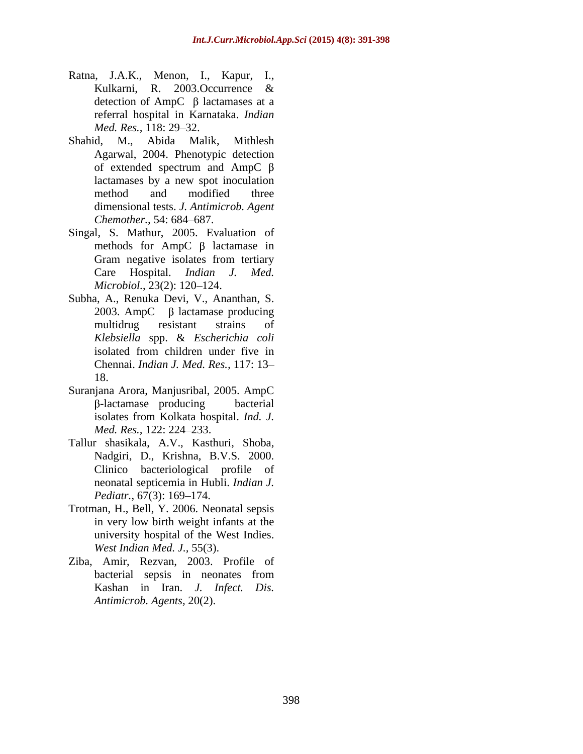Ratna, J.A.K., Menon, I., Kapur, I., Kulkarni, R. 2003.Occurrence & detection of AmpC β lactamases at a referral hospital in Karnataka. *Indian Med. Res.,* 118: 29–32.

Shahid, M., Abida Malik, Mithlesh Agarwal, 2004. Phenotypic detection of extended spectrum and AmpC β lactamases by a new spot inoculation method and modified three dimensional tests. *J. Antimicrob. Agent Chemother.,* 54: 684–687.

Singal, S. Mathur, 2005. Evaluation of methods for AmpC β lactamase in Gram negative isolates from tertiary Care Hospital. *Indian J. Med. Microbiol.,* 23(2): 120–124.

Subha, A., Renuka Devi, V., Ananthan, S. 2003. AmpC β lactamase producing multidrug resistant strains of *Klebsiella* spp. & *Escherichia coli* isolated from children under five in Chennai. *Indian J. Med. Res.,* 117: 13–18.

Suranjana Arora, Manjusribal, 2005. AmpC β-lactamase producing bacterial isolates from Kolkata hospital. *Ind. J. Med. Res.,* 122: 224–233.

Tallur shasikala, A.V., Kasthuri, Shoba, Nadgiri, D., Krishna, B.V.S. 2000. Clinico bacteriological profile of neonatal septicemia in Hubli. *Indian J. Pediatr.,* 67(3): 169–174.

Trotman, H., Bell, Y. 2006. Neonatal sepsis in very low birth weight infants at the university hospital of the West Indies. *West Indian Med. J.,* 55(3).

Ziba, Amir, Rezvan, 2003. Profile of bacterial sepsis in neonates from Kashan in Iran. *J. Infect. Dis. Antimicrob. Agents,* 20(2).